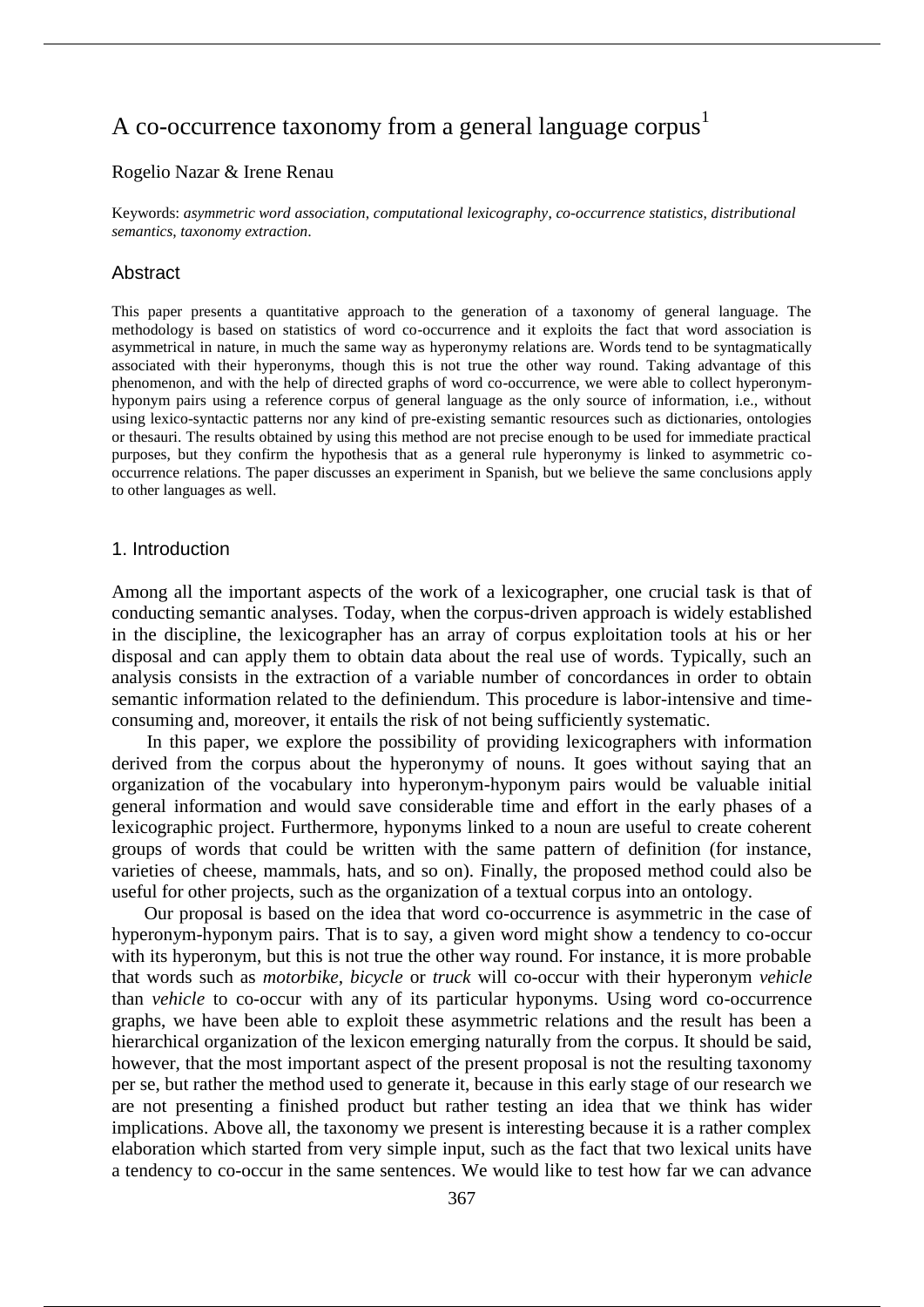# A co-occurrence taxonomy from a general language corpus[1]

Rogelio Nazar & Irene Renau

Keywords: *asymmetric word association*, *computational lexicography*, *co-occurrence statistics*, *distributional semantics*, *taxonomy extraction*.

## Abstract

This paper presents a quantitative approach to the generation of a taxonomy of general language. The methodology is based on statistics of word co-occurrence and it exploits the fact that word association is asymmetrical in nature, in much the same way as hyperonymy relations are. Words tend to be syntagmatically associated with their hyperonyms, though this is not true the other way round. Taking advantage of this phenomenon, and with the help of directed graphs of word co-occurrence, we were able to collect hyperonym-hyponym pairs using a reference corpus of general language as the only source of information, i.e., without using lexico-syntactic patterns nor any kind of pre-existing semantic resources such as dictionaries, ontologies or thesauri. The results obtained by using this method are not precise enough to be used for immediate practical purposes, but they confirm the hypothesis that as a general rule hyperonymy is linked to asymmetric co-occurrence relations. The paper discusses an experiment in Spanish, but we believe the same conclusions apply to other languages as well.

## 1. Introduction

Among all the important aspects of the work of a lexicographer, one crucial task is that of conducting semantic analyses. Today, when the corpus-driven approach is widely established in the discipline, the lexicographer has an array of corpus exploitation tools at his or her disposal and can apply them to obtain data about the real use of words. Typically, such an analysis consists in the extraction of a variable number of concordances in order to obtain semantic information related to the definiendum. This procedure is labor-intensive and time-consuming and, moreover, it entails the risk of not being sufficiently systematic.

In this paper, we explore the possibility of providing lexicographers with information derived from the corpus about the hyperonymy of nouns. It goes without saying that an organization of the vocabulary into hyperonym-hyponym pairs would be valuable initial general information and would save considerable time and effort in the early phases of a lexicographic project. Furthermore, hyponyms linked to a noun are useful to create coherent groups of words that could be written with the same pattern of definition (for instance, varieties of cheese, mammals, hats, and so on). Finally, the proposed method could also be useful for other projects, such as the organization of a textual corpus into an ontology.

Our proposal is based on the idea that word co-occurrence is asymmetric in the case of hyperonym-hyponym pairs. That is to say, a given word might show a tendency to co-occur with its hyperonym, but this is not true the other way round. For instance, it is more probable that words such as *motorbike, bicycle* or *truck* will co-occur with their hyperonym *vehicle* than *vehicle* to co-occur with any of its particular hyponyms. Using word co-occurrence graphs, we have been able to exploit these asymmetric relations and the result has been a hierarchical organization of the lexicon emerging naturally from the corpus. It should be said, however, that the most important aspect of the present proposal is not the resulting taxonomy per se, but rather the method used to generate it, because in this early stage of our research we are not presenting a finished product but rather testing an idea that we think has wider implications. Above all, the taxonomy we present is interesting because it is a rather complex elaboration which started from very simple input, such as the fact that two lexical units have a tendency to co-occur in the same sentences. We would like to test how far we can advance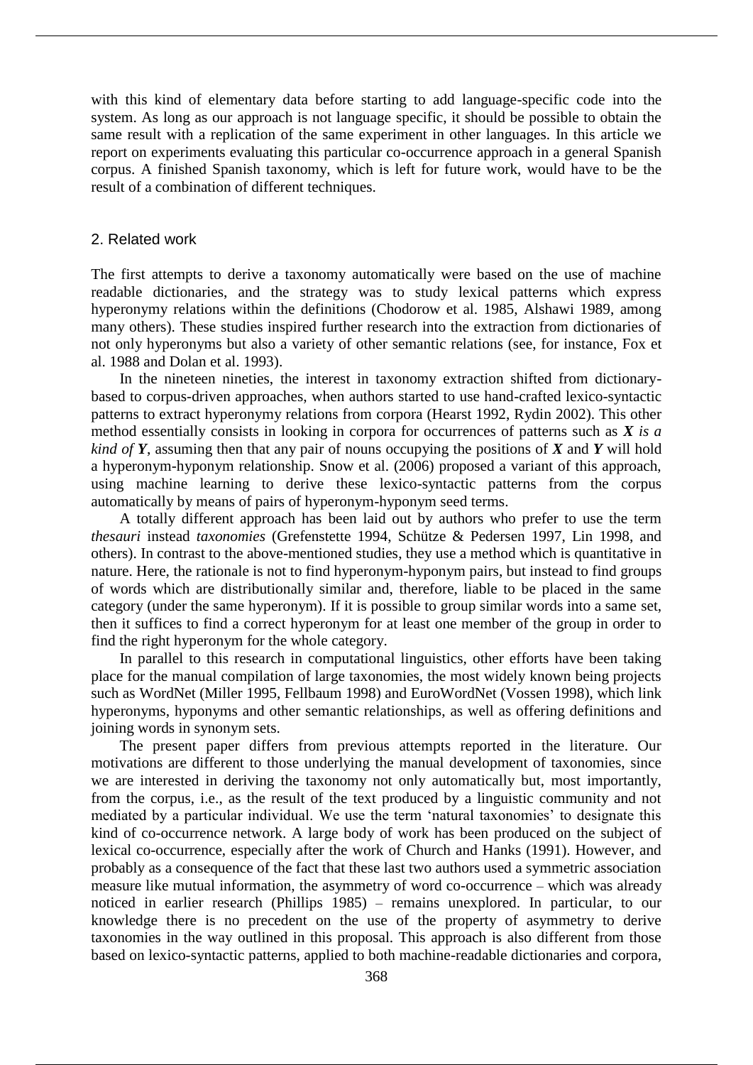with this kind of elementary data before starting to add language-specific code into the system. As long as our approach is not language specific, it should be possible to obtain the same result with a replication of the same experiment in other languages. In this article we report on experiments evaluating this particular co-occurrence approach in a general Spanish corpus. A finished Spanish taxonomy, which is left for future work, would have to be the result of a combination of different techniques.

## 2. Related work

The first attempts to derive a taxonomy automatically were based on the use of machine readable dictionaries, and the strategy was to study lexical patterns which express hyperonymy relations within the definitions (Chodorow et al. 1985, Alshawi 1989, among many others). These studies inspired further research into the extraction from dictionaries of not only hyperonyms but also a variety of other semantic relations (see, for instance, Fox et al. 1988 and Dolan et al. 1993).

In the nineteen nineties, the interest in taxonomy extraction shifted from dictionary-based to corpus-driven approaches, when authors started to use hand-crafted lexico-syntactic patterns to extract hyperonymy relations from corpora (Hearst 1992, Rydin 2002). This other method essentially consists in looking in corpora for occurrences of patterns such as ***X*** *is a kind of* ***Y***, assuming then that any pair of nouns occupying the positions of ***X*** and ***Y*** will hold a hyperonym-hyponym relationship. Snow et al. (2006) proposed a variant of this approach, using machine learning to derive these lexico-syntactic patterns from the corpus automatically by means of pairs of hyperonym-hyponym seed terms.

A totally different approach has been laid out by authors who prefer to use the term *thesauri* instead *taxonomies* (Grefenstette 1994, Schütze & Pedersen 1997, Lin 1998, and others). In contrast to the above-mentioned studies, they use a method which is quantitative in nature. Here, the rationale is not to find hyperonym-hyponym pairs, but instead to find groups of words which are distributionally similar and, therefore, liable to be placed in the same category (under the same hyperonym). If it is possible to group similar words into a same set, then it suffices to find a correct hyperonym for at least one member of the group in order to find the right hyperonym for the whole category.

In parallel to this research in computational linguistics, other efforts have been taking place for the manual compilation of large taxonomies, the most widely known being projects such as WordNet (Miller 1995, Fellbaum 1998) and EuroWordNet (Vossen 1998), which link hyperonyms, hyponyms and other semantic relationships, as well as offering definitions and joining words in synonym sets.

The present paper differs from previous attempts reported in the literature. Our motivations are different to those underlying the manual development of taxonomies, since we are interested in deriving the taxonomy not only automatically but, most importantly, from the corpus, i.e., as the result of the text produced by a linguistic community and not mediated by a particular individual. We use the term 'natural taxonomies' to designate this kind of co-occurrence network. A large body of work has been produced on the subject of lexical co-occurrence, especially after the work of Church and Hanks (1991). However, and probably as a consequence of the fact that these last two authors used a symmetric association measure like mutual information, the asymmetry of word co-occurrence – which was already noticed in earlier research (Phillips 1985) – remains unexplored. In particular, to our knowledge there is no precedent on the use of the property of asymmetry to derive taxonomies in the way outlined in this proposal. This approach is also different from those based on lexico-syntactic patterns, applied to both machine-readable dictionaries and corpora,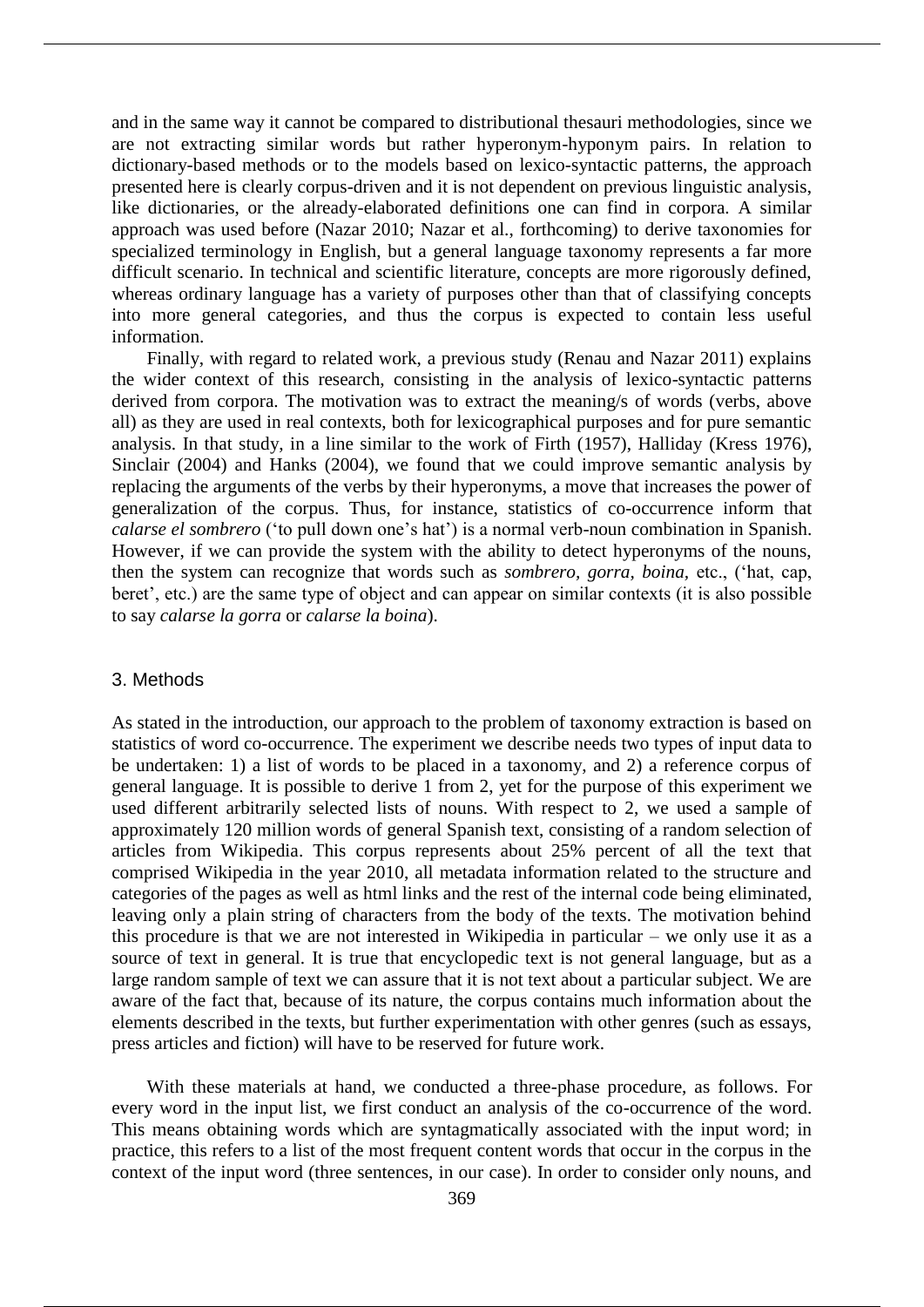and in the same way it cannot be compared to distributional thesauri methodologies, since we are not extracting similar words but rather hyperonym-hyponym pairs. In relation to dictionary-based methods or to the models based on lexico-syntactic patterns, the approach presented here is clearly corpus-driven and it is not dependent on previous linguistic analysis, like dictionaries, or the already-elaborated definitions one can find in corpora. A similar approach was used before (Nazar 2010; Nazar et al., forthcoming) to derive taxonomies for specialized terminology in English, but a general language taxonomy represents a far more difficult scenario. In technical and scientific literature, concepts are more rigorously defined, whereas ordinary language has a variety of purposes other than that of classifying concepts into more general categories, and thus the corpus is expected to contain less useful information.

Finally, with regard to related work, a previous study (Renau and Nazar 2011) explains the wider context of this research, consisting in the analysis of lexico-syntactic patterns derived from corpora. The motivation was to extract the meaning/s of words (verbs, above all) as they are used in real contexts, both for lexicographical purposes and for pure semantic analysis. In that study, in a line similar to the work of Firth (1957), Halliday (Kress 1976), Sinclair (2004) and Hanks (2004), we found that we could improve semantic analysis by replacing the arguments of the verbs by their hyperonyms, a move that increases the power of generalization of the corpus. Thus, for instance, statistics of co-occurrence inform that *calarse el sombrero* ('to pull down one's hat') is a normal verb-noun combination in Spanish. However, if we can provide the system with the ability to detect hyperonyms of the nouns, then the system can recognize that words such as *sombrero, gorra, boina,* etc., ('hat, cap, beret', etc.) are the same type of object and can appear on similar contexts (it is also possible to say *calarse la gorra* or *calarse la boina*).

## 3. Methods

As stated in the introduction, our approach to the problem of taxonomy extraction is based on statistics of word co-occurrence. The experiment we describe needs two types of input data to be undertaken: 1) a list of words to be placed in a taxonomy, and 2) a reference corpus of general language. It is possible to derive 1 from 2, yet for the purpose of this experiment we used different arbitrarily selected lists of nouns. With respect to 2, we used a sample of approximately 120 million words of general Spanish text, consisting of a random selection of articles from Wikipedia. This corpus represents about 25% percent of all the text that comprised Wikipedia in the year 2010, all metadata information related to the structure and categories of the pages as well as html links and the rest of the internal code being eliminated, leaving only a plain string of characters from the body of the texts. The motivation behind this procedure is that we are not interested in Wikipedia in particular – we only use it as a source of text in general. It is true that encyclopedic text is not general language, but as a large random sample of text we can assure that it is not text about a particular subject. We are aware of the fact that, because of its nature, the corpus contains much information about the elements described in the texts, but further experimentation with other genres (such as essays, press articles and fiction) will have to be reserved for future work.

With these materials at hand, we conducted a three-phase procedure, as follows. For every word in the input list, we first conduct an analysis of the co-occurrence of the word. This means obtaining words which are syntagmatically associated with the input word; in practice, this refers to a list of the most frequent content words that occur in the corpus in the context of the input word (three sentences, in our case). In order to consider only nouns, and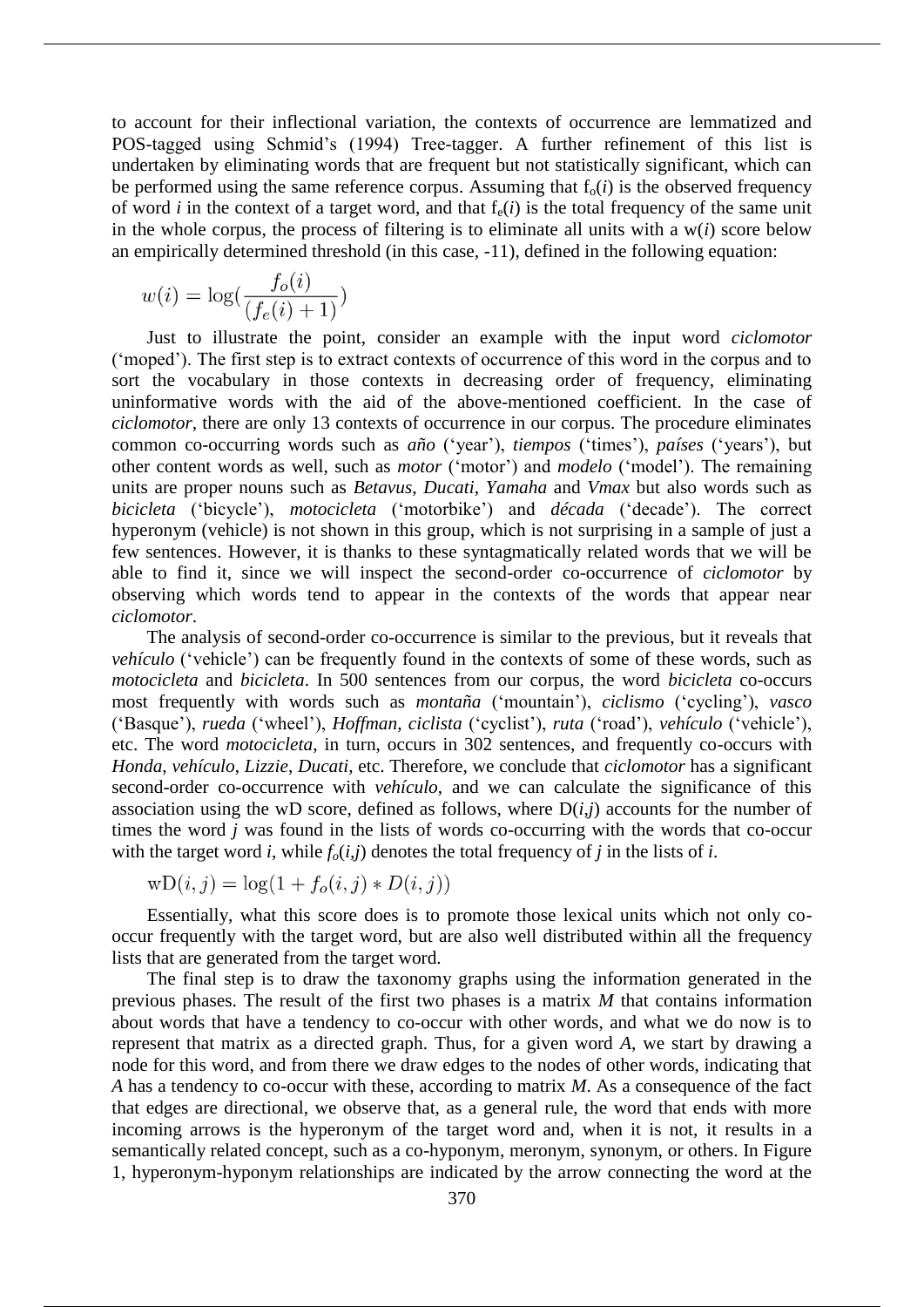to account for their inflectional variation, the contexts of occurrence are lemmatized and POS-tagged using Schmid's (1994) Tree-tagger. A further refinement of this list is undertaken by eliminating words that are frequent but not statistically significant, which can be performed using the same reference corpus. Assuming that $f_o(i)$ is the observed frequency of word $i$ in the context of a target word, and that $f_e(i)$ is the total frequency of the same unit in the whole corpus, the process of filtering is to eliminate all units with a $w(i)$ score below an empirically determined threshold (in this case, -11), defined in the following equation:

$$w(i) = \log\left(\frac{f_o(i)}{(f_e(i) + 1)}\right)$$

Just to illustrate the point, consider an example with the input word *ciclomotor* ('moped'). The first step is to extract contexts of occurrence of this word in the corpus and to sort the vocabulary in those contexts in decreasing order of frequency, eliminating uninformative words with the aid of the above-mentioned coefficient. In the case of *ciclomotor*, there are only 13 contexts of occurrence in our corpus. The procedure eliminates common co-occurring words such as *año* ('year'), *tiempos* ('times'), *países* ('years'), but other content words as well, such as *motor* ('motor') and *modelo* ('model'). The remaining units are proper nouns such as *Betavus*, *Ducati*, *Yamaha* and *Vmax* but also words such as *bicicleta* ('bicycle'), *motocicleta* ('motorbike') and *década* ('decade'). The correct hyperonym (vehicle) is not shown in this group, which is not surprising in a sample of just a few sentences. However, it is thanks to these syntagmatically related words that we will be able to find it, since we will inspect the second-order co-occurrence of *ciclomotor* by observing which words tend to appear in the contexts of the words that appear near *ciclomotor*.

The analysis of second-order co-occurrence is similar to the previous, but it reveals that *vehículo* ('vehicle') can be frequently found in the contexts of some of these words, such as *motocicleta* and *bicicleta*. In 500 sentences from our corpus, the word *bicicleta* co-occurs most frequently with words such as *montaña* ('mountain'), *ciclismo* ('cycling'), *vasco* ('Basque'), *rueda* ('wheel'), *Hoffman*, *ciclista* ('cyclist'), *ruta* ('road'), *vehículo* ('vehicle'), etc. The word *motocicleta*, in turn, occurs in 302 sentences, and frequently co-occurs with *Honda*, *vehículo*, *Lizzie*, *Ducati*, etc. Therefore, we conclude that *ciclomotor* has a significant second-order co-occurrence with *vehículo*, and we can calculate the significance of this association using the wD score, defined as follows, where $D(i,j)$ accounts for the number of times the word $j$ was found in the lists of words co-occurring with the words that co-occur with the target word $i$, while $f_o(i,j)$ denotes the total frequency of $j$ in the lists of $i$.

$$\text{wD}(i, j) = \log(1 + f_o(i, j) * D(i, j))$$

Essentially, what this score does is to promote those lexical units which not only co-occur frequently with the target word, but are also well distributed within all the frequency lists that are generated from the target word.

The final step is to draw the taxonomy graphs using the information generated in the previous phases. The result of the first two phases is a matrix $M$ that contains information about words that have a tendency to co-occur with other words, and what we do now is to represent that matrix as a directed graph. Thus, for a given word $A$, we start by drawing a node for this word, and from there we draw edges to the nodes of other words, indicating that $A$ has a tendency to co-occur with these, according to matrix $M$. As a consequence of the fact that edges are directional, we observe that, as a general rule, the word that ends with more incoming arrows is the hyperonym of the target word and, when it is not, it results in a semantically related concept, such as a co-hyponym, meronym, synonym, or others. In Figure 1, hyperonym-hyponym relationships are indicated by the arrow connecting the word at the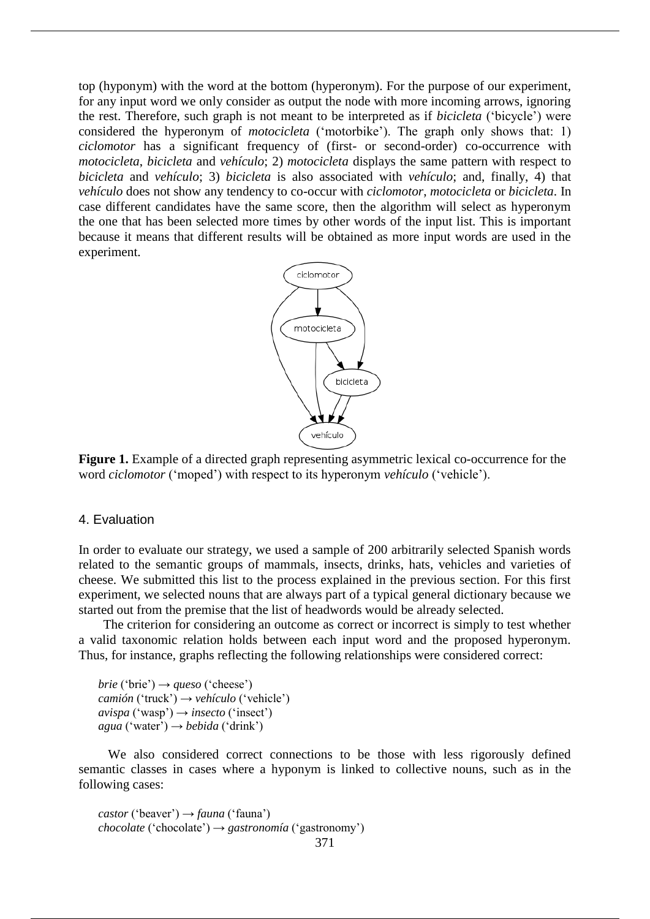top (hyponym) with the word at the bottom (hyperonym). For the purpose of our experiment, for any input word we only consider as output the node with more incoming arrows, ignoring the rest. Therefore, such graph is not meant to be interpreted as if *bicicleta* ('bicycle') were considered the hyperonym of *motocicleta* ('motorbike'). The graph only shows that: 1) *ciclomotor* has a significant frequency of (first- or second-order) co-occurrence with *motocicleta*, *bicicleta* and *vehículo*; 2) *motocicleta* displays the same pattern with respect to *bicicleta* and *vehículo*; 3) *bicicleta* is also associated with *vehículo*; and, finally, 4) that *vehículo* does not show any tendency to co-occur with *ciclomotor*, *motocicleta* or *bicicleta*. In case different candidates have the same score, then the algorithm will select as hyperonym the one that has been selected more times by other words of the input list. This is important because it means that different results will be obtained as more input words are used in the experiment.

**Figure 1.** Example of a directed graph representing asymmetric lexical co-occurrence for the word *ciclomotor* ('moped') with respect to its hyperonym *vehículo* ('vehicle').

## 4. Evaluation

In order to evaluate our strategy, we used a sample of 200 arbitrarily selected Spanish words related to the semantic groups of mammals, insects, drinks, hats, vehicles and varieties of cheese. We submitted this list to the process explained in the previous section. For this first experiment, we selected nouns that are always part of a typical general dictionary because we started out from the premise that the list of headwords would be already selected.

The criterion for considering an outcome as correct or incorrect is simply to test whether a valid taxonomic relation holds between each input word and the proposed hyperonym. Thus, for instance, graphs reflecting the following relationships were considered correct:

*brie* ('brie') → *queso* ('cheese')
*camión* ('truck') → *vehículo* ('vehicle')
*avispa* ('wasp') → *insecto* ('insect')
*agua* ('water') → *bebida* ('drink')

We also considered correct connections to be those with less rigorously defined semantic classes in cases where a hyponym is linked to collective nouns, such as in the following cases:

*castor* ('beaver') → *fauna* ('fauna')
*chocolate* ('chocolate') → *gastronomía* ('gastronomy')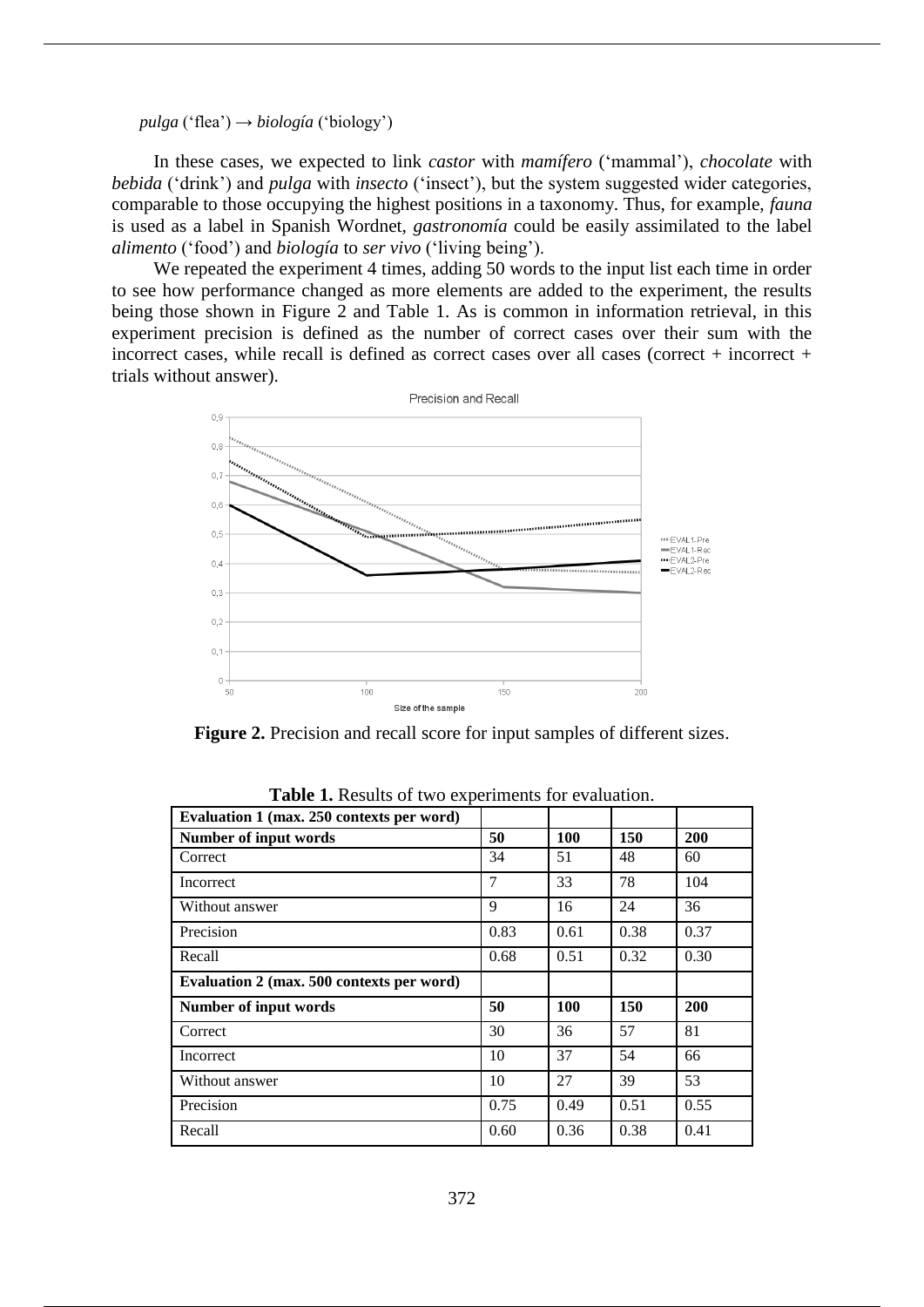*pulga* ('flea') → *biología* ('biology')

In these cases, we expected to link *castor* with *mamífero* ('mammal'), *chocolate* with *bebida* ('drink') and *pulga* with *insecto* ('insect'), but the system suggested wider categories, comparable to those occupying the highest positions in a taxonomy. Thus, for example, *fauna* is used as a label in Spanish Wordnet, *gastronomía* could be easily assimilated to the label *alimento* ('food') and *biología* to *ser vivo* ('living being').

We repeated the experiment 4 times, adding 50 words to the input list each time in order to see how performance changed as more elements are added to the experiment, the results being those shown in Figure 2 and Table 1. As is common in information retrieval, in this experiment precision is defined as the number of correct cases over their sum with the incorrect cases, while recall is defined as correct cases over all cases (correct + incorrect + trials without answer).

**Figure 2.** Precision and recall score for input samples of different sizes.

**Table 1.** Results of two experiments for evaluation.

| Evaluation 1 (max. 250 contexts per word) | | | | |
|---|---|---|---|---|
| **Number of input words** | **50** | **100** | **150** | **200** |
| Correct | 34 | 51 | 48 | 60 |
| Incorrect | 7 | 33 | 78 | 104 |
| Without answer | 9 | 16 | 24 | 36 |
| Precision | 0.83 | 0.61 | 0.38 | 0.37 |
| Recall | 0.68 | 0.51 | 0.32 | 0.30 |
| **Evaluation 2 (max. 500 contexts per word)** | | | | |
| **Number of input words** | **50** | **100** | **150** | **200** |
| Correct | 30 | 36 | 57 | 81 |
| Incorrect | 10 | 37 | 54 | 66 |
| Without answer | 10 | 27 | 39 | 53 |
| Precision | 0.75 | 0.49 | 0.51 | 0.55 |
| Recall | 0.60 | 0.36 | 0.38 | 0.41 |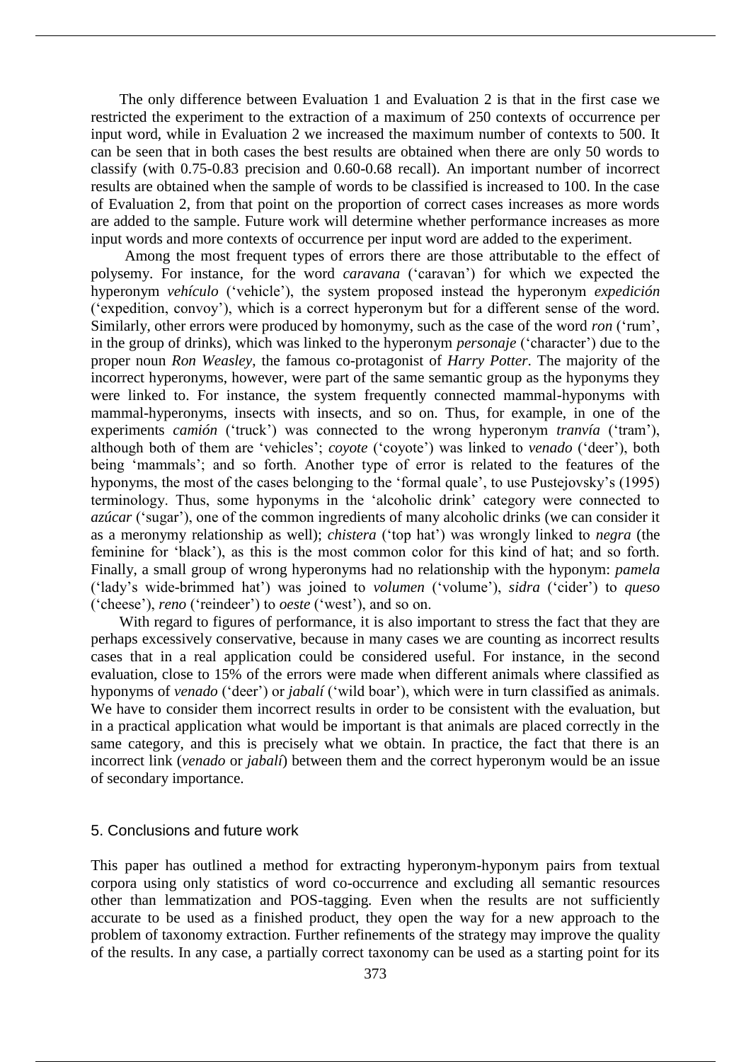The only difference between Evaluation 1 and Evaluation 2 is that in the first case we restricted the experiment to the extraction of a maximum of 250 contexts of occurrence per input word, while in Evaluation 2 we increased the maximum number of contexts to 500. It can be seen that in both cases the best results are obtained when there are only 50 words to classify (with 0.75-0.83 precision and 0.60-0.68 recall). An important number of incorrect results are obtained when the sample of words to be classified is increased to 100. In the case of Evaluation 2, from that point on the proportion of correct cases increases as more words are added to the sample. Future work will determine whether performance increases as more input words and more contexts of occurrence per input word are added to the experiment.

Among the most frequent types of errors there are those attributable to the effect of polysemy. For instance, for the word *caravana* ('caravan') for which we expected the hyperonym *vehículo* ('vehicle'), the system proposed instead the hyperonym *expedición* ('expedition, convoy'), which is a correct hyperonym but for a different sense of the word. Similarly, other errors were produced by homonymy, such as the case of the word *ron* ('rum', in the group of drinks), which was linked to the hyperonym *personaje* ('character') due to the proper noun *Ron Weasley*, the famous co-protagonist of *Harry Potter*. The majority of the incorrect hyperonyms, however, were part of the same semantic group as the hyponyms they were linked to. For instance, the system frequently connected mammal-hyponyms with mammal-hyperonyms, insects with insects, and so on. Thus, for example, in one of the experiments *camión* ('truck') was connected to the wrong hyperonym *tranvía* ('tram'), although both of them are 'vehicles'; *coyote* ('coyote') was linked to *venado* ('deer'), both being 'mammals'; and so forth. Another type of error is related to the features of the hyponyms, the most of the cases belonging to the 'formal quale', to use Pustejovsky's (1995) terminology. Thus, some hyponyms in the 'alcoholic drink' category were connected to *azúcar* ('sugar'), one of the common ingredients of many alcoholic drinks (we can consider it as a meronymy relationship as well); *chistera* ('top hat') was wrongly linked to *negra* (the feminine for 'black'), as this is the most common color for this kind of hat; and so forth. Finally, a small group of wrong hyperonyms had no relationship with the hyponym: *pamela* ('lady's wide-brimmed hat') was joined to *volumen* ('volume'), *sidra* ('cider') to *queso* ('cheese'), *reno* ('reindeer') to *oeste* ('west'), and so on.

With regard to figures of performance, it is also important to stress the fact that they are perhaps excessively conservative, because in many cases we are counting as incorrect results cases that in a real application could be considered useful. For instance, in the second evaluation, close to 15% of the errors were made when different animals where classified as hyponyms of *venado* ('deer') or *jabalí* ('wild boar'), which were in turn classified as animals. We have to consider them incorrect results in order to be consistent with the evaluation, but in a practical application what would be important is that animals are placed correctly in the same category, and this is precisely what we obtain. In practice, the fact that there is an incorrect link (*venado* or *jabalí*) between them and the correct hyperonym would be an issue of secondary importance.

## 5. Conclusions and future work

This paper has outlined a method for extracting hyperonym-hyponym pairs from textual corpora using only statistics of word co-occurrence and excluding all semantic resources other than lemmatization and POS-tagging. Even when the results are not sufficiently accurate to be used as a finished product, they open the way for a new approach to the problem of taxonomy extraction. Further refinements of the strategy may improve the quality of the results. In any case, a partially correct taxonomy can be used as a starting point for its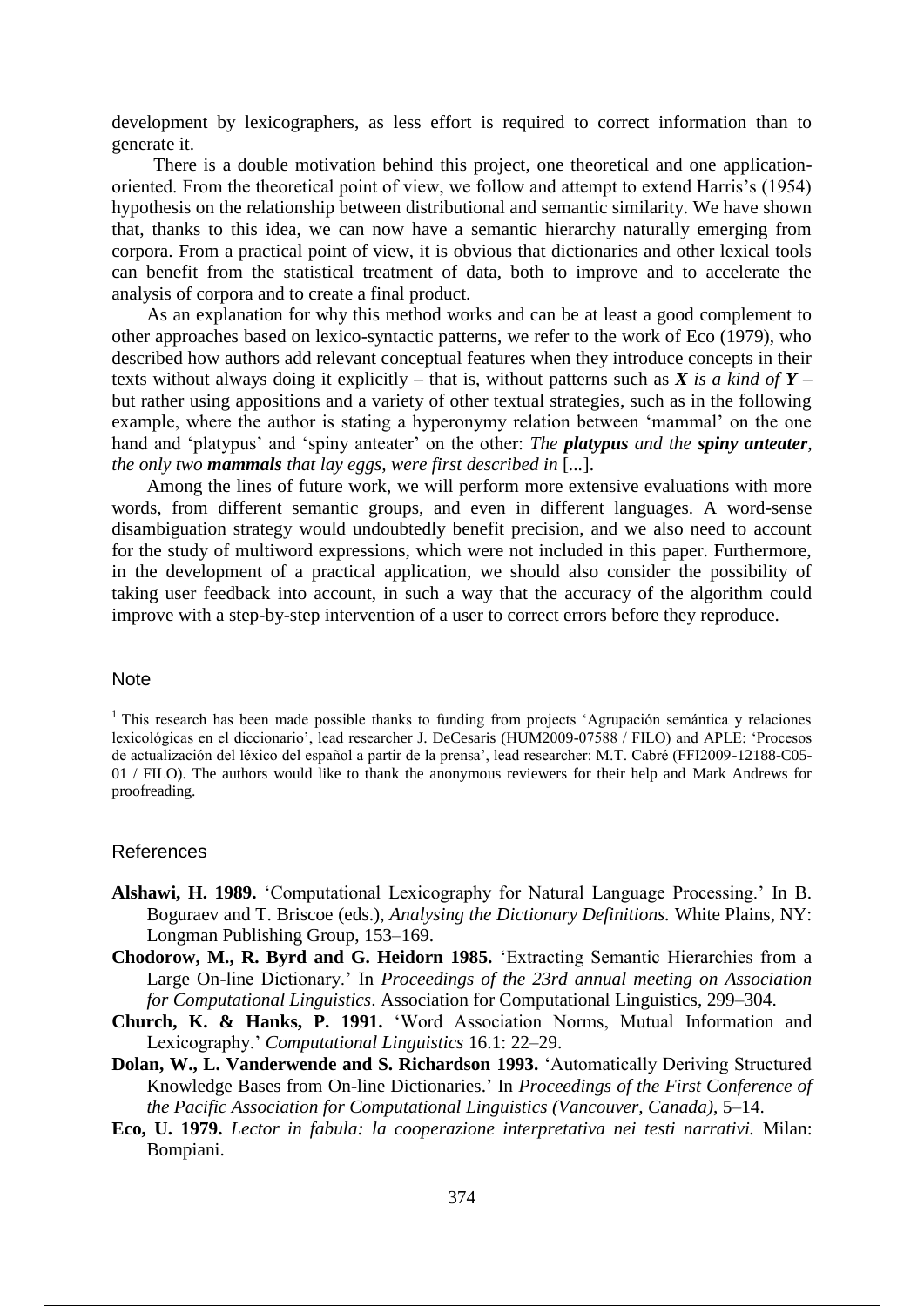development by lexicographers, as less effort is required to correct information than to generate it.

There is a double motivation behind this project, one theoretical and one application-oriented. From the theoretical point of view, we follow and attempt to extend Harris's (1954) hypothesis on the relationship between distributional and semantic similarity. We have shown that, thanks to this idea, we can now have a semantic hierarchy naturally emerging from corpora. From a practical point of view, it is obvious that dictionaries and other lexical tools can benefit from the statistical treatment of data, both to improve and to accelerate the analysis of corpora and to create a final product.

As an explanation for why this method works and can be at least a good complement to other approaches based on lexico-syntactic patterns, we refer to the work of Eco (1979), who described how authors add relevant conceptual features when they introduce concepts in their texts without always doing it explicitly – that is, without patterns such as ***X*** *is a kind of* ***Y*** – but rather using appositions and a variety of other textual strategies, such as in the following example, where the author is stating a hyperonymy relation between 'mammal' on the one hand and 'platypus' and 'spiny anteater' on the other: *The* ***platypus*** *and the* ***spiny anteater****, the only two* ***mammals*** *that lay eggs, were first described in* [...].

Among the lines of future work, we will perform more extensive evaluations with more words, from different semantic groups, and even in different languages. A word-sense disambiguation strategy would undoubtedly benefit precision, and we also need to account for the study of multiword expressions, which were not included in this paper. Furthermore, in the development of a practical application, we should also consider the possibility of taking user feedback into account, in such a way that the accuracy of the algorithm could improve with a step-by-step intervention of a user to correct errors before they reproduce.

## Note

[1] This research has been made possible thanks to funding from projects 'Agrupación semántica y relaciones lexicológicas en el diccionario', lead researcher J. DeCesaris (HUM2009-07588 / FILO) and APLE: 'Procesos de actualización del léxico del español a partir de la prensa', lead researcher: M.T. Cabré (FFI2009-12188-C05-01 / FILO). The authors would like to thank the anonymous reviewers for their help and Mark Andrews for proofreading.

## References

**Alshawi, H. 1989.** 'Computational Lexicography for Natural Language Processing.' In B. Boguraev and T. Briscoe (eds.), *Analysing the Dictionary Definitions.* White Plains, NY: Longman Publishing Group, 153–169.

**Chodorow, M., R. Byrd and G. Heidorn 1985.** 'Extracting Semantic Hierarchies from a Large On-line Dictionary.' In *Proceedings of the 23rd annual meeting on Association for Computational Linguistics*. Association for Computational Linguistics, 299–304.

**Church, K. & Hanks, P. 1991.** 'Word Association Norms, Mutual Information and Lexicography.' *Computational Linguistics* 16.1: 22–29.

**Dolan, W., L. Vanderwende and S. Richardson 1993.** 'Automatically Deriving Structured Knowledge Bases from On-line Dictionaries.' In *Proceedings of the First Conference of the Pacific Association for Computational Linguistics (Vancouver, Canada)*, 5–14.

**Eco, U. 1979.** *Lector in fabula: la cooperazione interpretativa nei testi narrativi.* Milan: Bompiani.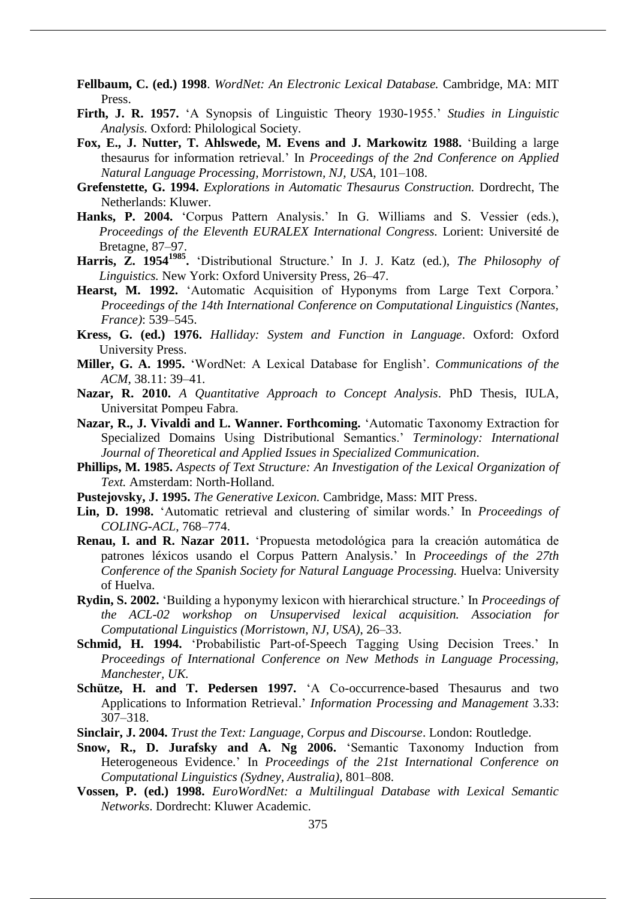**Fellbaum, C. (ed.) 1998**. *WordNet: An Electronic Lexical Database.* Cambridge, MA: MIT Press.

**Firth, J. R. 1957.** 'A Synopsis of Linguistic Theory 1930-1955.' *Studies in Linguistic Analysis.* Oxford: Philological Society.

**Fox, E., J. Nutter, T. Ahlswede, M. Evens and J. Markowitz 1988.** 'Building a large thesaurus for information retrieval.' In *Proceedings of the 2nd Conference on Applied Natural Language Processing, Morristown, NJ, USA*, 101–108.

**Grefenstette, G. 1994.** *Explorations in Automatic Thesaurus Construction.* Dordrecht, The Netherlands: Kluwer.

**Hanks, P. 2004.** 'Corpus Pattern Analysis.' In G. Williams and S. Vessier (eds.), *Proceedings of the Eleventh EURALEX International Congress.* Lorient: Université de Bretagne, 87–97.

**Harris, Z. 1954[1985].** 'Distributional Structure.' In J. J. Katz (ed.), *The Philosophy of Linguistics.* New York: Oxford University Press, 26–47.

**Hearst, M. 1992.** 'Automatic Acquisition of Hyponyms from Large Text Corpora.' *Proceedings of the 14th International Conference on Computational Linguistics (Nantes, France)*: 539–545.

**Kress, G. (ed.) 1976.** *Halliday: System and Function in Language*. Oxford: Oxford University Press.

**Miller, G. A. 1995.** 'WordNet: A Lexical Database for English'. *Communications of the ACM*, 38.11: 39–41.

**Nazar, R. 2010.** *A Quantitative Approach to Concept Analysis*. PhD Thesis, IULA, Universitat Pompeu Fabra.

**Nazar, R., J. Vivaldi and L. Wanner. Forthcoming.** 'Automatic Taxonomy Extraction for Specialized Domains Using Distributional Semantics.' *Terminology: International Journal of Theoretical and Applied Issues in Specialized Communication*.

**Phillips, M. 1985.** *Aspects of Text Structure: An Investigation of the Lexical Organization of Text.* Amsterdam: North-Holland.

**Pustejovsky, J. 1995.** *The Generative Lexicon.* Cambridge, Mass: MIT Press.

**Lin, D. 1998.** 'Automatic retrieval and clustering of similar words.' In *Proceedings of COLING-ACL*, 768–774.

**Renau, I. and R. Nazar 2011.** 'Propuesta metodológica para la creación automática de patrones léxicos usando el Corpus Pattern Analysis.' In *Proceedings of the 27th Conference of the Spanish Society for Natural Language Processing.* Huelva: University of Huelva.

**Rydin, S. 2002.** 'Building a hyponymy lexicon with hierarchical structure.' In *Proceedings of the ACL-02 workshop on Unsupervised lexical acquisition. Association for Computational Linguistics (Morristown, NJ, USA)*, 26–33.

**Schmid, H. 1994.** 'Probabilistic Part-of-Speech Tagging Using Decision Trees.' In *Proceedings of International Conference on New Methods in Language Processing, Manchester, UK.*

**Schütze, H. and T. Pedersen 1997.** 'A Co-occurrence-based Thesaurus and two Applications to Information Retrieval.' *Information Processing and Management* 3.33: 307–318.

**Sinclair, J. 2004.** *Trust the Text: Language, Corpus and Discourse*. London: Routledge.

**Snow, R., D. Jurafsky and A. Ng 2006.** 'Semantic Taxonomy Induction from Heterogeneous Evidence.' In *Proceedings of the 21st International Conference on Computational Linguistics (Sydney, Australia)*, 801–808.

**Vossen, P. (ed.) 1998.** *EuroWordNet: a Multilingual Database with Lexical Semantic Networks*. Dordrecht: Kluwer Academic.